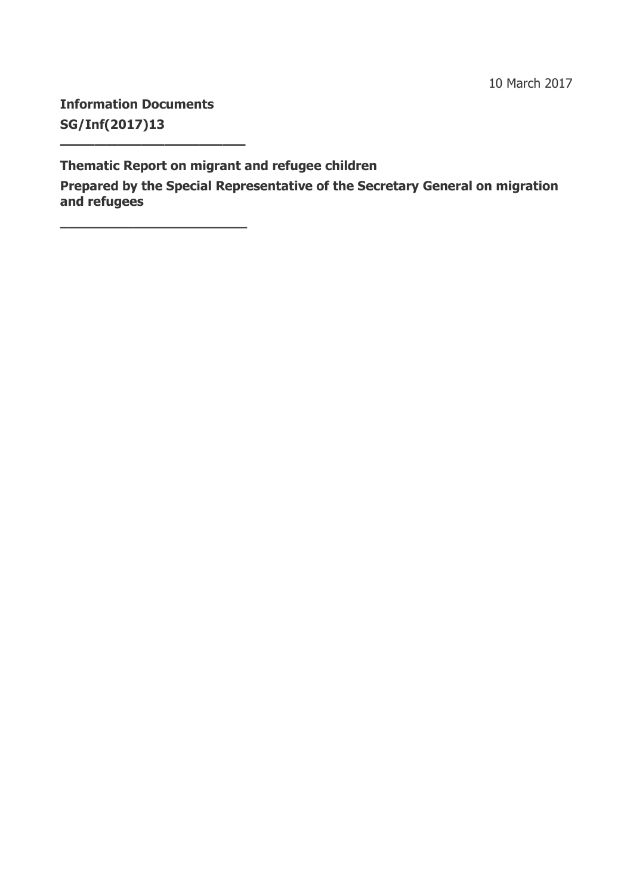10 March 2017

**Information Documents**

**SG/Inf(2017)13**

---

# Thematic Report on migrant and refugee children

**Prepared by the Special Representative of the Secretary General on migration and refugees**

---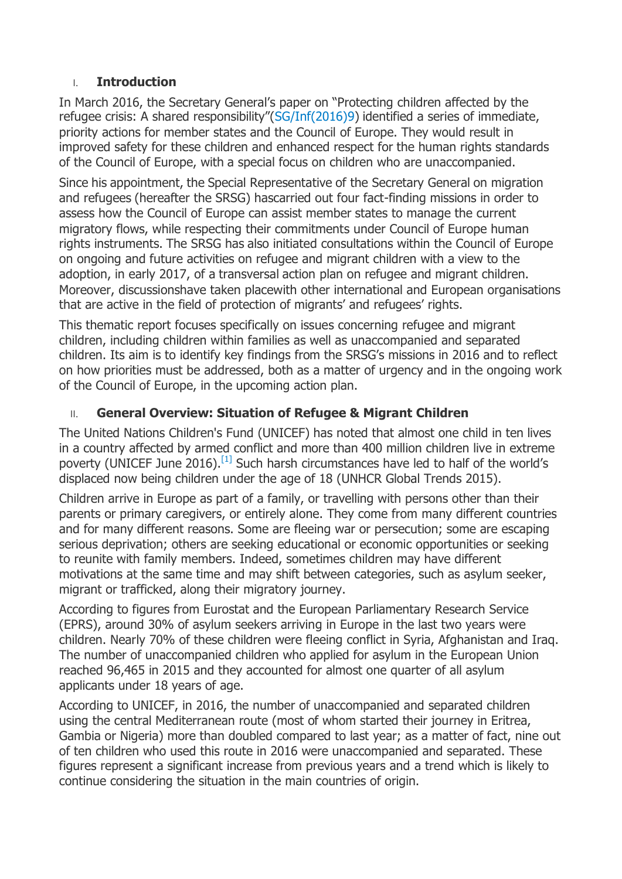## I. Introduction

In March 2016, the Secretary General's paper on "Protecting children affected by the refugee crisis: A shared responsibility"(SG/Inf(2016)9) identified a series of immediate, priority actions for member states and the Council of Europe. They would result in improved safety for these children and enhanced respect for the human rights standards of the Council of Europe, with a special focus on children who are unaccompanied.

Since his appointment, the Special Representative of the Secretary General on migration and refugees (hereafter the SRSG) hascarried out four fact-finding missions in order to assess how the Council of Europe can assist member states to manage the current migratory flows, while respecting their commitments under Council of Europe human rights instruments. The SRSG has also initiated consultations within the Council of Europe on ongoing and future activities on refugee and migrant children with a view to the adoption, in early 2017, of a transversal action plan on refugee and migrant children. Moreover, discussionshave taken placewith other international and European organisations that are active in the field of protection of migrants' and refugees' rights.

This thematic report focuses specifically on issues concerning refugee and migrant children, including children within families as well as unaccompanied and separated children. Its aim is to identify key findings from the SRSG's missions in 2016 and to reflect on how priorities must be addressed, both as a matter of urgency and in the ongoing work of the Council of Europe, in the upcoming action plan.

## II. General Overview: Situation of Refugee & Migrant Children

The United Nations Children's Fund (UNICEF) has noted that almost one child in ten lives in a country affected by armed conflict and more than 400 million children live in extreme poverty (UNICEF June 2016).[1] Such harsh circumstances have led to half of the world's displaced now being children under the age of 18 (UNHCR Global Trends 2015).

Children arrive in Europe as part of a family, or travelling with persons other than their parents or primary caregivers, or entirely alone. They come from many different countries and for many different reasons. Some are fleeing war or persecution; some are escaping serious deprivation; others are seeking educational or economic opportunities or seeking to reunite with family members. Indeed, sometimes children may have different motivations at the same time and may shift between categories, such as asylum seeker, migrant or trafficked, along their migratory journey.

According to figures from Eurostat and the European Parliamentary Research Service (EPRS), around 30% of asylum seekers arriving in Europe in the last two years were children. Nearly 70% of these children were fleeing conflict in Syria, Afghanistan and Iraq. The number of unaccompanied children who applied for asylum in the European Union reached 96,465 in 2015 and they accounted for almost one quarter of all asylum applicants under 18 years of age.

According to UNICEF, in 2016, the number of unaccompanied and separated children using the central Mediterranean route (most of whom started their journey in Eritrea, Gambia or Nigeria) more than doubled compared to last year; as a matter of fact, nine out of ten children who used this route in 2016 were unaccompanied and separated. These figures represent a significant increase from previous years and a trend which is likely to continue considering the situation in the main countries of origin.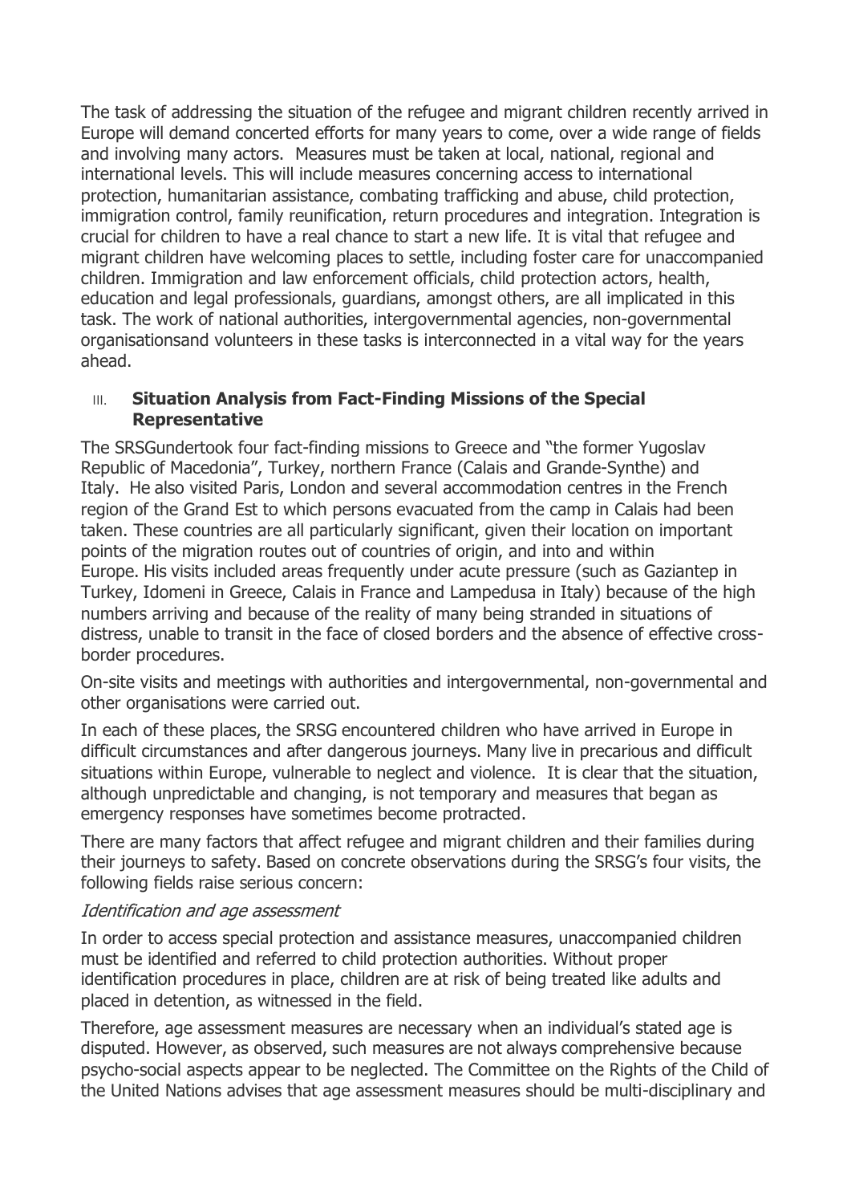The task of addressing the situation of the refugee and migrant children recently arrived in Europe will demand concerted efforts for many years to come, over a wide range of fields and involving many actors. Measures must be taken at local, national, regional and international levels. This will include measures concerning access to international protection, humanitarian assistance, combating trafficking and abuse, child protection, immigration control, family reunification, return procedures and integration. Integration is crucial for children to have a real chance to start a new life. It is vital that refugee and migrant children have welcoming places to settle, including foster care for unaccompanied children. Immigration and law enforcement officials, child protection actors, health, education and legal professionals, guardians, amongst others, are all implicated in this task. The work of national authorities, intergovernmental agencies, non-governmental organisationsand volunteers in these tasks is interconnected in a vital way for the years ahead.

## III. Situation Analysis from Fact-Finding Missions of the Special Representative

The SRSGundertook four fact-finding missions to Greece and "the former Yugoslav Republic of Macedonia", Turkey, northern France (Calais and Grande-Synthe) and Italy. He also visited Paris, London and several accommodation centres in the French region of the Grand Est to which persons evacuated from the camp in Calais had been taken. These countries are all particularly significant, given their location on important points of the migration routes out of countries of origin, and into and within Europe. His visits included areas frequently under acute pressure (such as Gaziantep in Turkey, Idomeni in Greece, Calais in France and Lampedusa in Italy) because of the high numbers arriving and because of the reality of many being stranded in situations of distress, unable to transit in the face of closed borders and the absence of effective cross-border procedures.

On-site visits and meetings with authorities and intergovernmental, non-governmental and other organisations were carried out.

In each of these places, the SRSG encountered children who have arrived in Europe in difficult circumstances and after dangerous journeys. Many live in precarious and difficult situations within Europe, vulnerable to neglect and violence. It is clear that the situation, although unpredictable and changing, is not temporary and measures that began as emergency responses have sometimes become protracted.

There are many factors that affect refugee and migrant children and their families during their journeys to safety. Based on concrete observations during the SRSG's four visits, the following fields raise serious concern:

*Identification and age assessment*

In order to access special protection and assistance measures, unaccompanied children must be identified and referred to child protection authorities. Without proper identification procedures in place, children are at risk of being treated like adults and placed in detention, as witnessed in the field.

Therefore, age assessment measures are necessary when an individual's stated age is disputed. However, as observed, such measures are not always comprehensive because psycho-social aspects appear to be neglected. The Committee on the Rights of the Child of the United Nations advises that age assessment measures should be multi-disciplinary and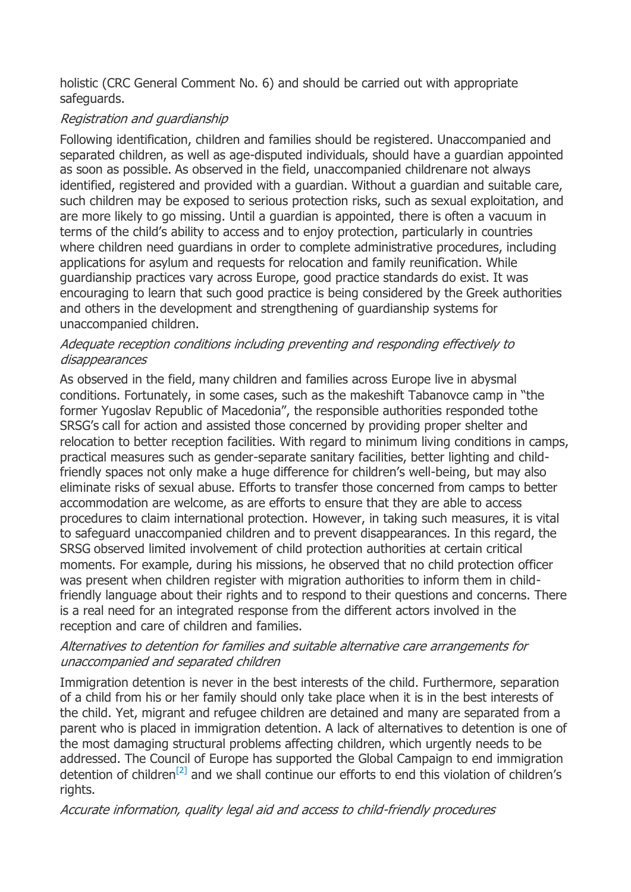holistic (CRC General Comment No. 6) and should be carried out with appropriate safeguards.

*Registration and guardianship*

Following identification, children and families should be registered. Unaccompanied and separated children, as well as age-disputed individuals, should have a guardian appointed as soon as possible. As observed in the field, unaccompanied childrenare not always identified, registered and provided with a guardian. Without a guardian and suitable care, such children may be exposed to serious protection risks, such as sexual exploitation, and are more likely to go missing. Until a guardian is appointed, there is often a vacuum in terms of the child's ability to access and to enjoy protection, particularly in countries where children need guardians in order to complete administrative procedures, including applications for asylum and requests for relocation and family reunification. While guardianship practices vary across Europe, good practice standards do exist. It was encouraging to learn that such good practice is being considered by the Greek authorities and others in the development and strengthening of guardianship systems for unaccompanied children.

*Adequate reception conditions including preventing and responding effectively to disappearances*

As observed in the field, many children and families across Europe live in abysmal conditions. Fortunately, in some cases, such as the makeshift Tabanovce camp in "the former Yugoslav Republic of Macedonia", the responsible authorities responded tothe SRSG's call for action and assisted those concerned by providing proper shelter and relocation to better reception facilities. With regard to minimum living conditions in camps, practical measures such as gender-separate sanitary facilities, better lighting and child-friendly spaces not only make a huge difference for children's well-being, but may also eliminate risks of sexual abuse. Efforts to transfer those concerned from camps to better accommodation are welcome, as are efforts to ensure that they are able to access procedures to claim international protection. However, in taking such measures, it is vital to safeguard unaccompanied children and to prevent disappearances. In this regard, the SRSG observed limited involvement of child protection authorities at certain critical moments. For example, during his missions, he observed that no child protection officer was present when children register with migration authorities to inform them in child-friendly language about their rights and to respond to their questions and concerns. There is a real need for an integrated response from the different actors involved in the reception and care of children and families.

*Alternatives to detention for families and suitable alternative care arrangements for unaccompanied and separated children*

Immigration detention is never in the best interests of the child. Furthermore, separation of a child from his or her family should only take place when it is in the best interests of the child. Yet, migrant and refugee children are detained and many are separated from a parent who is placed in immigration detention. A lack of alternatives to detention is one of the most damaging structural problems affecting children, which urgently needs to be addressed. The Council of Europe has supported the Global Campaign to end immigration detention of children[2] and we shall continue our efforts to end this violation of children's rights.

*Accurate information, quality legal aid and access to child-friendly procedures*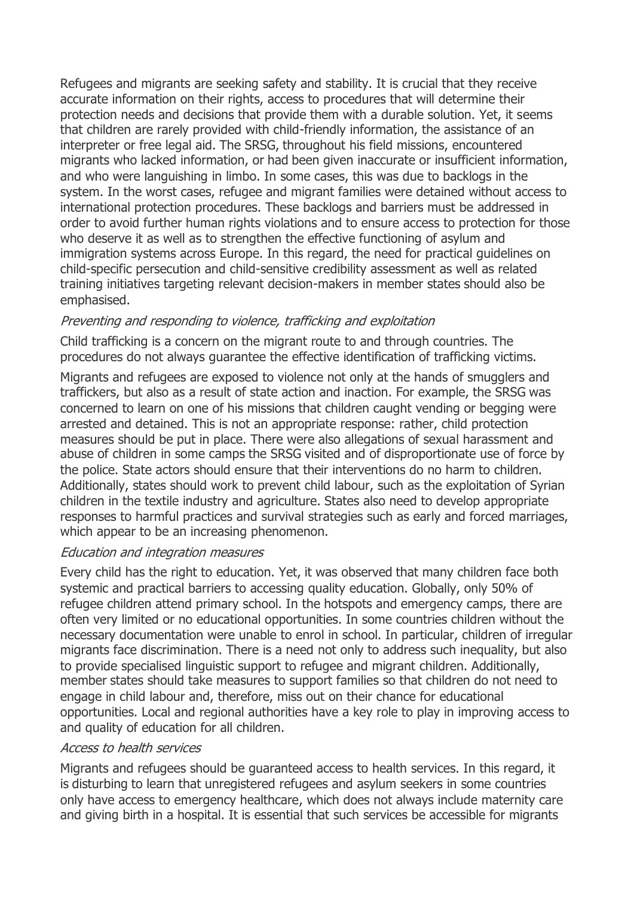Refugees and migrants are seeking safety and stability. It is crucial that they receive accurate information on their rights, access to procedures that will determine their protection needs and decisions that provide them with a durable solution. Yet, it seems that children are rarely provided with child-friendly information, the assistance of an interpreter or free legal aid. The SRSG, throughout his field missions, encountered migrants who lacked information, or had been given inaccurate or insufficient information, and who were languishing in limbo. In some cases, this was due to backlogs in the system. In the worst cases, refugee and migrant families were detained without access to international protection procedures. These backlogs and barriers must be addressed in order to avoid further human rights violations and to ensure access to protection for those who deserve it as well as to strengthen the effective functioning of asylum and immigration systems across Europe. In this regard, the need for practical guidelines on child-specific persecution and child-sensitive credibility assessment as well as related training initiatives targeting relevant decision-makers in member states should also be emphasised.

*Preventing and responding to violence, trafficking and exploitation*

Child trafficking is a concern on the migrant route to and through countries. The procedures do not always guarantee the effective identification of trafficking victims.

Migrants and refugees are exposed to violence not only at the hands of smugglers and traffickers, but also as a result of state action and inaction. For example, the SRSG was concerned to learn on one of his missions that children caught vending or begging were arrested and detained. This is not an appropriate response: rather, child protection measures should be put in place. There were also allegations of sexual harassment and abuse of children in some camps the SRSG visited and of disproportionate use of force by the police. State actors should ensure that their interventions do no harm to children. Additionally, states should work to prevent child labour, such as the exploitation of Syrian children in the textile industry and agriculture. States also need to develop appropriate responses to harmful practices and survival strategies such as early and forced marriages, which appear to be an increasing phenomenon.

*Education and integration measures*

Every child has the right to education. Yet, it was observed that many children face both systemic and practical barriers to accessing quality education. Globally, only 50% of refugee children attend primary school. In the hotspots and emergency camps, there are often very limited or no educational opportunities. In some countries children without the necessary documentation were unable to enrol in school. In particular, children of irregular migrants face discrimination. There is a need not only to address such inequality, but also to provide specialised linguistic support to refugee and migrant children. Additionally, member states should take measures to support families so that children do not need to engage in child labour and, therefore, miss out on their chance for educational opportunities. Local and regional authorities have a key role to play in improving access to and quality of education for all children.

*Access to health services*

Migrants and refugees should be guaranteed access to health services. In this regard, it is disturbing to learn that unregistered refugees and asylum seekers in some countries only have access to emergency healthcare, which does not always include maternity care and giving birth in a hospital. It is essential that such services be accessible for migrants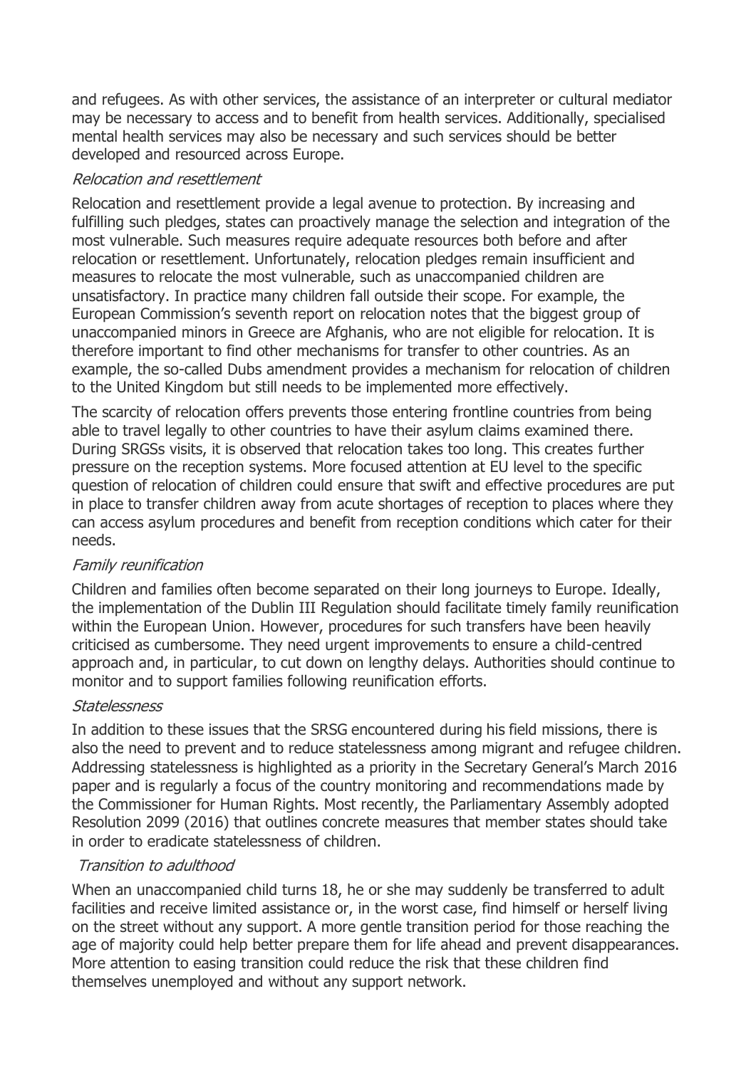and refugees. As with other services, the assistance of an interpreter or cultural mediator may be necessary to access and to benefit from health services. Additionally, specialised mental health services may also be necessary and such services should be better developed and resourced across Europe.

*Relocation and resettlement*

Relocation and resettlement provide a legal avenue to protection. By increasing and fulfilling such pledges, states can proactively manage the selection and integration of the most vulnerable. Such measures require adequate resources both before and after relocation or resettlement. Unfortunately, relocation pledges remain insufficient and measures to relocate the most vulnerable, such as unaccompanied children are unsatisfactory. In practice many children fall outside their scope. For example, the European Commission's seventh report on relocation notes that the biggest group of unaccompanied minors in Greece are Afghanis, who are not eligible for relocation. It is therefore important to find other mechanisms for transfer to other countries. As an example, the so-called Dubs amendment provides a mechanism for relocation of children to the United Kingdom but still needs to be implemented more effectively.

The scarcity of relocation offers prevents those entering frontline countries from being able to travel legally to other countries to have their asylum claims examined there. During SRGSs visits, it is observed that relocation takes too long. This creates further pressure on the reception systems. More focused attention at EU level to the specific question of relocation of children could ensure that swift and effective procedures are put in place to transfer children away from acute shortages of reception to places where they can access asylum procedures and benefit from reception conditions which cater for their needs.

*Family reunification*

Children and families often become separated on their long journeys to Europe. Ideally, the implementation of the Dublin III Regulation should facilitate timely family reunification within the European Union. However, procedures for such transfers have been heavily criticised as cumbersome. They need urgent improvements to ensure a child-centred approach and, in particular, to cut down on lengthy delays. Authorities should continue to monitor and to support families following reunification efforts.

*Statelessness*

In addition to these issues that the SRSG encountered during his field missions, there is also the need to prevent and to reduce statelessness among migrant and refugee children. Addressing statelessness is highlighted as a priority in the Secretary General's March 2016 paper and is regularly a focus of the country monitoring and recommendations made by the Commissioner for Human Rights. Most recently, the Parliamentary Assembly adopted Resolution 2099 (2016) that outlines concrete measures that member states should take in order to eradicate statelessness of children.

*Transition to adulthood*

When an unaccompanied child turns 18, he or she may suddenly be transferred to adult facilities and receive limited assistance or, in the worst case, find himself or herself living on the street without any support. A more gentle transition period for those reaching the age of majority could help better prepare them for life ahead and prevent disappearances. More attention to easing transition could reduce the risk that these children find themselves unemployed and without any support network.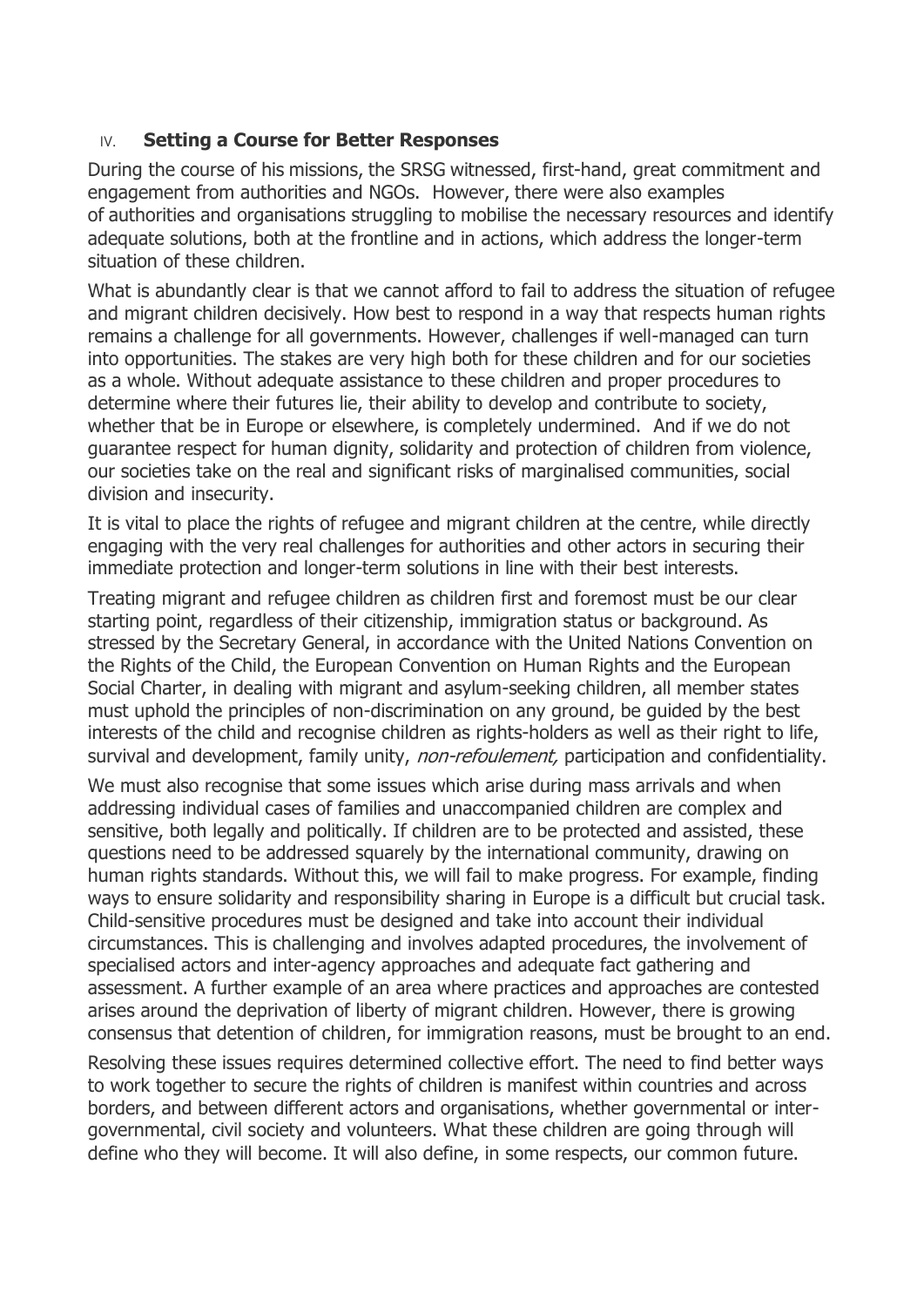## IV. **Setting a Course for Better Responses**

During the course of his missions, the SRSG witnessed, first-hand, great commitment and engagement from authorities and NGOs. However, there were also examples of authorities and organisations struggling to mobilise the necessary resources and identify adequate solutions, both at the frontline and in actions, which address the longer-term situation of these children.

What is abundantly clear is that we cannot afford to fail to address the situation of refugee and migrant children decisively. How best to respond in a way that respects human rights remains a challenge for all governments. However, challenges if well-managed can turn into opportunities. The stakes are very high both for these children and for our societies as a whole. Without adequate assistance to these children and proper procedures to determine where their futures lie, their ability to develop and contribute to society, whether that be in Europe or elsewhere, is completely undermined. And if we do not guarantee respect for human dignity, solidarity and protection of children from violence, our societies take on the real and significant risks of marginalised communities, social division and insecurity.

It is vital to place the rights of refugee and migrant children at the centre, while directly engaging with the very real challenges for authorities and other actors in securing their immediate protection and longer-term solutions in line with their best interests.

Treating migrant and refugee children as children first and foremost must be our clear starting point, regardless of their citizenship, immigration status or background. As stressed by the Secretary General, in accordance with the United Nations Convention on the Rights of the Child, the European Convention on Human Rights and the European Social Charter, in dealing with migrant and asylum-seeking children, all member states must uphold the principles of non-discrimination on any ground, be guided by the best interests of the child and recognise children as rights-holders as well as their right to life, survival and development, family unity, *non-refoulement,* participation and confidentiality.

We must also recognise that some issues which arise during mass arrivals and when addressing individual cases of families and unaccompanied children are complex and sensitive, both legally and politically. If children are to be protected and assisted, these questions need to be addressed squarely by the international community, drawing on human rights standards. Without this, we will fail to make progress. For example, finding ways to ensure solidarity and responsibility sharing in Europe is a difficult but crucial task. Child-sensitive procedures must be designed and take into account their individual circumstances. This is challenging and involves adapted procedures, the involvement of specialised actors and inter-agency approaches and adequate fact gathering and assessment. A further example of an area where practices and approaches are contested arises around the deprivation of liberty of migrant children. However, there is growing consensus that detention of children, for immigration reasons, must be brought to an end.

Resolving these issues requires determined collective effort. The need to find better ways to work together to secure the rights of children is manifest within countries and across borders, and between different actors and organisations, whether governmental or inter-governmental, civil society and volunteers. What these children are going through will define who they will become. It will also define, in some respects, our common future.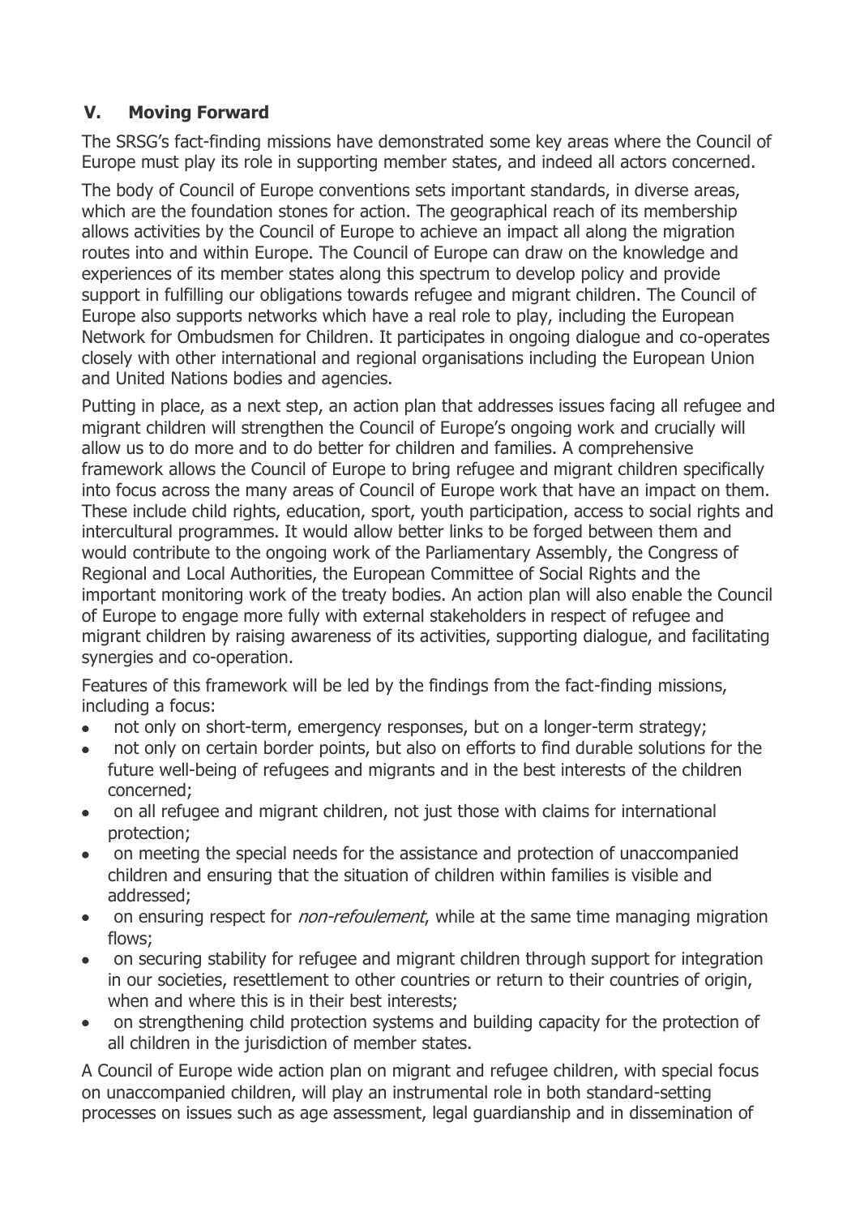## V. Moving Forward

The SRSG's fact-finding missions have demonstrated some key areas where the Council of Europe must play its role in supporting member states, and indeed all actors concerned.

The body of Council of Europe conventions sets important standards, in diverse areas, which are the foundation stones for action. The geographical reach of its membership allows activities by the Council of Europe to achieve an impact all along the migration routes into and within Europe. The Council of Europe can draw on the knowledge and experiences of its member states along this spectrum to develop policy and provide support in fulfilling our obligations towards refugee and migrant children. The Council of Europe also supports networks which have a real role to play, including the European Network for Ombudsmen for Children. It participates in ongoing dialogue and co-operates closely with other international and regional organisations including the European Union and United Nations bodies and agencies.

Putting in place, as a next step, an action plan that addresses issues facing all refugee and migrant children will strengthen the Council of Europe's ongoing work and crucially will allow us to do more and to do better for children and families. A comprehensive framework allows the Council of Europe to bring refugee and migrant children specifically into focus across the many areas of Council of Europe work that have an impact on them. These include child rights, education, sport, youth participation, access to social rights and intercultural programmes. It would allow better links to be forged between them and would contribute to the ongoing work of the Parliamentary Assembly, the Congress of Regional and Local Authorities, the European Committee of Social Rights and the important monitoring work of the treaty bodies. An action plan will also enable the Council of Europe to engage more fully with external stakeholders in respect of refugee and migrant children by raising awareness of its activities, supporting dialogue, and facilitating synergies and co-operation.

Features of this framework will be led by the findings from the fact-finding missions, including a focus:

- not only on short-term, emergency responses, but on a longer-term strategy;
- not only on certain border points, but also on efforts to find durable solutions for the future well-being of refugees and migrants and in the best interests of the children concerned;
- on all refugee and migrant children, not just those with claims for international protection;
- on meeting the special needs for the assistance and protection of unaccompanied children and ensuring that the situation of children within families is visible and addressed;
- on ensuring respect for *non-refoulement*, while at the same time managing migration flows;
- on securing stability for refugee and migrant children through support for integration in our societies, resettlement to other countries or return to their countries of origin, when and where this is in their best interests;
- on strengthening child protection systems and building capacity for the protection of all children in the jurisdiction of member states.

A Council of Europe wide action plan on migrant and refugee children, with special focus on unaccompanied children, will play an instrumental role in both standard-setting processes on issues such as age assessment, legal guardianship and in dissemination of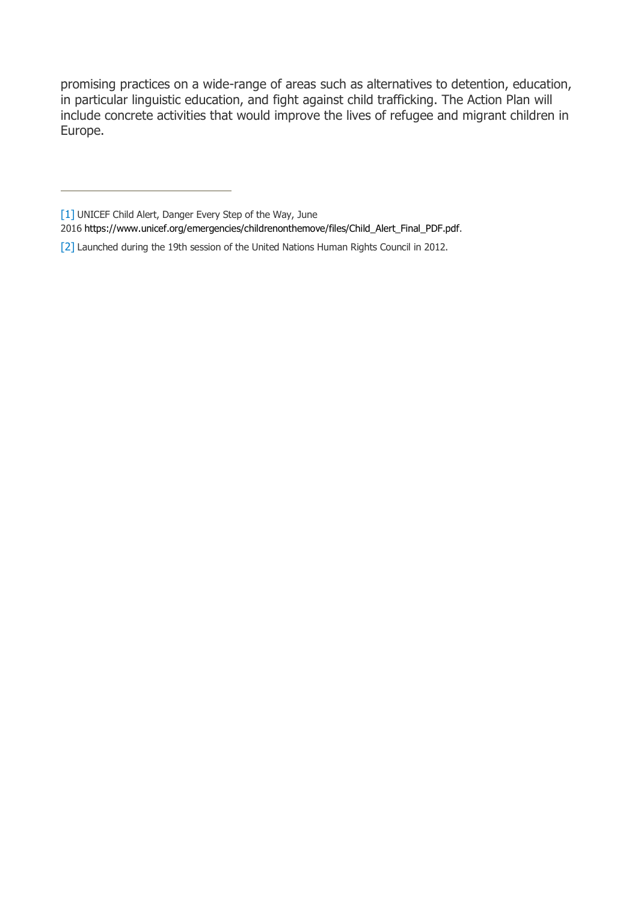promising practices on a wide-range of areas such as alternatives to detention, education, in particular linguistic education, and fight against child trafficking. The Action Plan will include concrete activities that would improve the lives of refugee and migrant children in Europe.

---

[1] UNICEF Child Alert, Danger Every Step of the Way, June 2016 https://www.unicef.org/emergencies/childrenonthemove/files/Child_Alert_Final_PDF.pdf.

[2] Launched during the 19th session of the United Nations Human Rights Council in 2012.